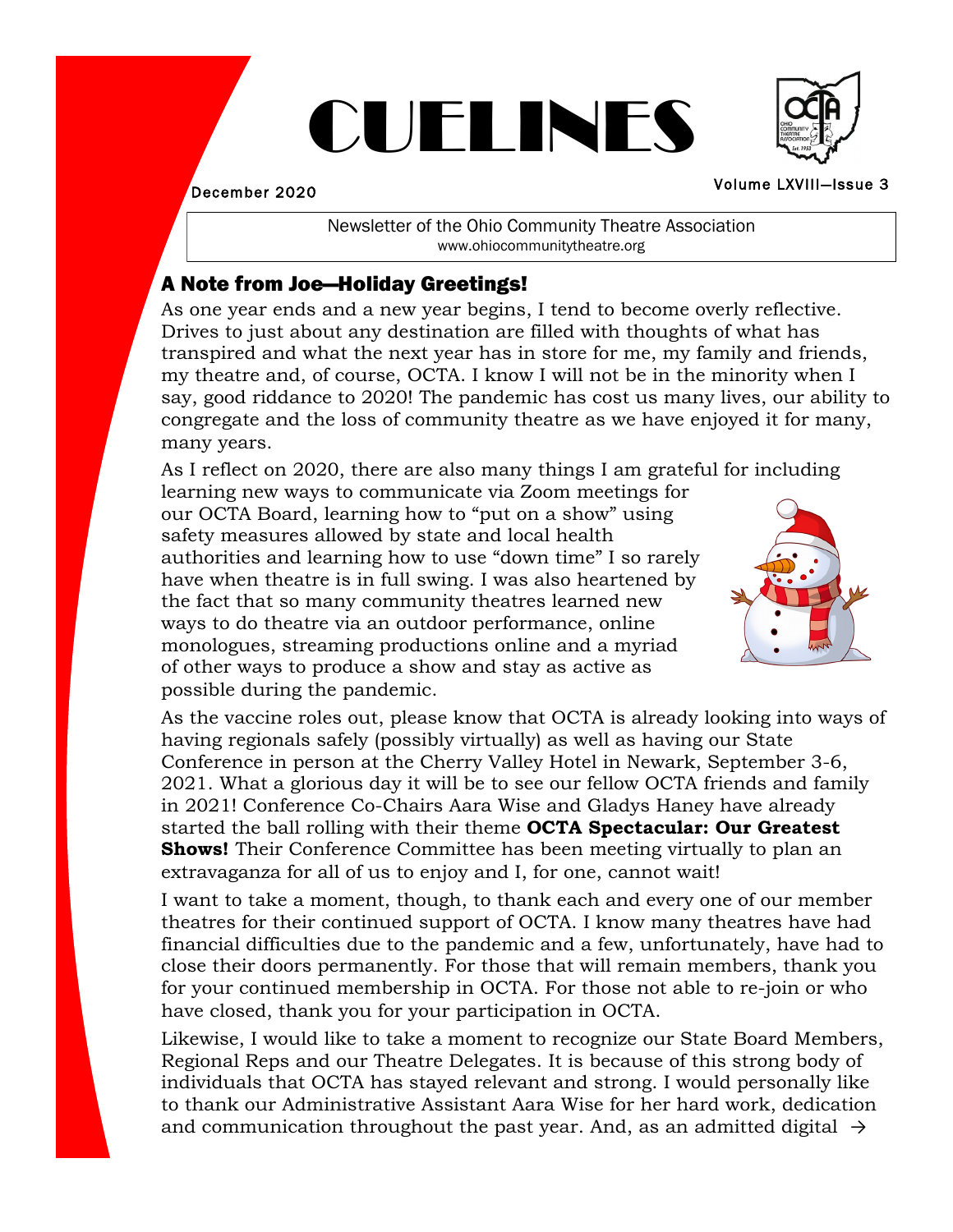# CUELINES

December 2020

Volume LXVIII—Issue 3

Newsletter of the Ohio Community Theatre Association
www.ohiocommunitytheatre.org

## A Note from Joe—Holiday Greetings!

As one year ends and a new year begins, I tend to become overly reflective. Drives to just about any destination are filled with thoughts of what has transpired and what the next year has in store for me, my family and friends, my theatre and, of course, OCTA. I know I will not be in the minority when I say, good riddance to 2020! The pandemic has cost us many lives, our ability to congregate and the loss of community theatre as we have enjoyed it for many, many years.

As I reflect on 2020, there are also many things I am grateful for including learning new ways to communicate via Zoom meetings for our OCTA Board, learning how to "put on a show" using safety measures allowed by state and local health authorities and learning how to use "down time" I so rarely have when theatre is in full swing. I was also heartened by the fact that so many community theatres learned new ways to do theatre via an outdoor performance, online monologues, streaming productions online and a myriad of other ways to produce a show and stay as active as possible during the pandemic.

As the vaccine roles out, please know that OCTA is already looking into ways of having regionals safely (possibly virtually) as well as having our State Conference in person at the Cherry Valley Hotel in Newark, September 3-6, 2021. What a glorious day it will be to see our fellow OCTA friends and family in 2021! Conference Co-Chairs Aara Wise and Gladys Haney have already started the ball rolling with their theme **OCTA Spectacular: Our Greatest Shows!** Their Conference Committee has been meeting virtually to plan an extravaganza for all of us to enjoy and I, for one, cannot wait!

I want to take a moment, though, to thank each and every one of our member theatres for their continued support of OCTA. I know many theatres have had financial difficulties due to the pandemic and a few, unfortunately, have had to close their doors permanently. For those that will remain members, thank you for your continued membership in OCTA. For those not able to re-join or who have closed, thank you for your participation in OCTA.

Likewise, I would like to take a moment to recognize our State Board Members, Regional Reps and our Theatre Delegates. It is because of this strong body of individuals that OCTA has stayed relevant and strong. I would personally like to thank our Administrative Assistant Aara Wise for her hard work, dedication and communication throughout the past year. And, as an admitted digital →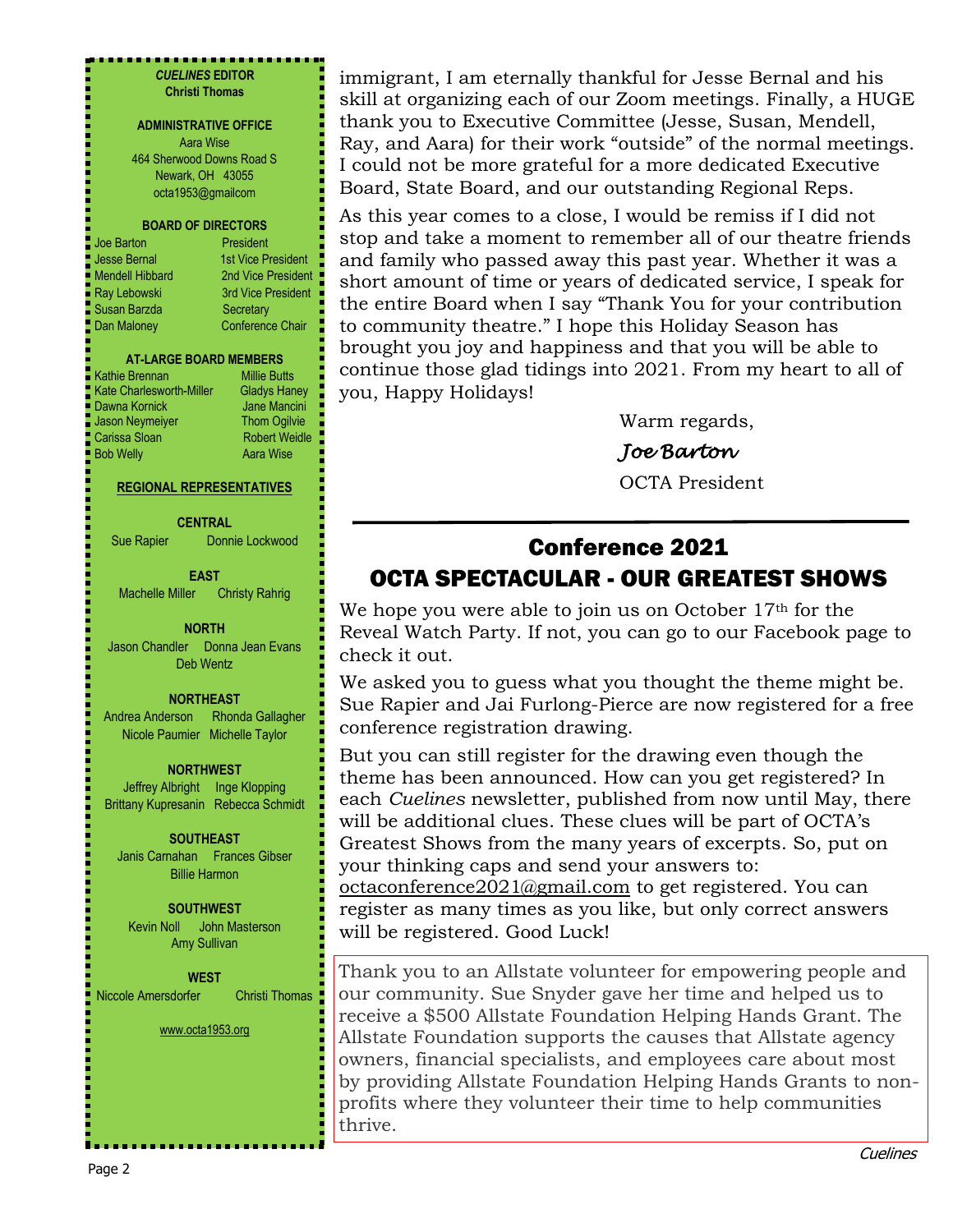**_CUELINES_ EDITOR**
**Christi Thomas**

**ADMINISTRATIVE OFFICE**

Aara Wise
464 Sherwood Downs Road S
Newark, OH 43055
octa1953@gmailcom

**BOARD OF DIRECTORS**

| | |
|---|---|
| Joe Barton | President |
| Jesse Bernal | 1st Vice President |
| Mendell Hibbard | 2nd Vice President |
| Ray Lebowski | 3rd Vice President |
| Susan Barzda | Secretary |
| Dan Maloney | Conference Chair |

**AT-LARGE BOARD MEMBERS**

| | |
|---|---|
| Kathie Brennan | Millie Butts |
| Kate Charlesworth-Miller | Gladys Haney |
| Dawna Kornick | Jane Mancini |
| Jason Neymeiyer | Thom Ogilvie |
| Carissa Sloan | Robert Weidle |
| Bob Welly | Aara Wise |

**REGIONAL REPRESENTATIVES**

**CENTRAL**
Sue Rapier Donnie Lockwood

**EAST**
Machelle Miller Christy Rahrig

**NORTH**
Jason Chandler Donna Jean Evans
Deb Wentz

**NORTHEAST**
Andrea Anderson Rhonda Gallagher
Nicole Paumier Michelle Taylor

**NORTHWEST**
Jeffrey Albright Inge Klopping
Brittany Kupresanin Rebecca Schmidt

**SOUTHEAST**
Janis Carnahan Frances Gibser
Billie Harmon

**SOUTHWEST**
Kevin Noll John Masterson
Amy Sullivan

**WEST**
Niccole Amersdorfer Christi Thomas

www.octa1953.org

immigrant, I am eternally thankful for Jesse Bernal and his skill at organizing each of our Zoom meetings. Finally, a HUGE thank you to Executive Committee (Jesse, Susan, Mendell, Ray, and Aara) for their work "outside" of the normal meetings. I could not be more grateful for a more dedicated Executive Board, State Board, and our outstanding Regional Reps.

As this year comes to a close, I would be remiss if I did not stop and take a moment to remember all of our theatre friends and family who passed away this past year. Whether it was a short amount of time or years of dedicated service, I speak for the entire Board when I say "Thank You for your contribution to community theatre." I hope this Holiday Season has brought you joy and happiness and that you will be able to continue those glad tidings into 2021. From my heart to all of you, Happy Holidays!

Warm regards,

*Joe Barton*

OCTA President

---

## Conference 2021
## OCTA SPECTACULAR - OUR GREATEST SHOWS

We hope you were able to join us on October 17th for the Reveal Watch Party. If not, you can go to our Facebook page to check it out.

We asked you to guess what you thought the theme might be. Sue Rapier and Jai Furlong-Pierce are now registered for a free conference registration drawing.

But you can still register for the drawing even though the theme has been announced. How can you get registered? In each *Cuelines* newsletter, published from now until May, there will be additional clues. These clues will be part of OCTA's Greatest Shows from the many years of excerpts. So, put on your thinking caps and send your answers to: octaconference2021@gmail.com to get registered. You can register as many times as you like, but only correct answers will be registered. Good Luck!

Thank you to an Allstate volunteer for empowering people and our community. Sue Snyder gave her time and helped us to receive a $500 Allstate Foundation Helping Hands Grant. The Allstate Foundation supports the causes that Allstate agency owners, financial specialists, and employees care about most by providing Allstate Foundation Helping Hands Grants to non-profits where they volunteer their time to help communities thrive.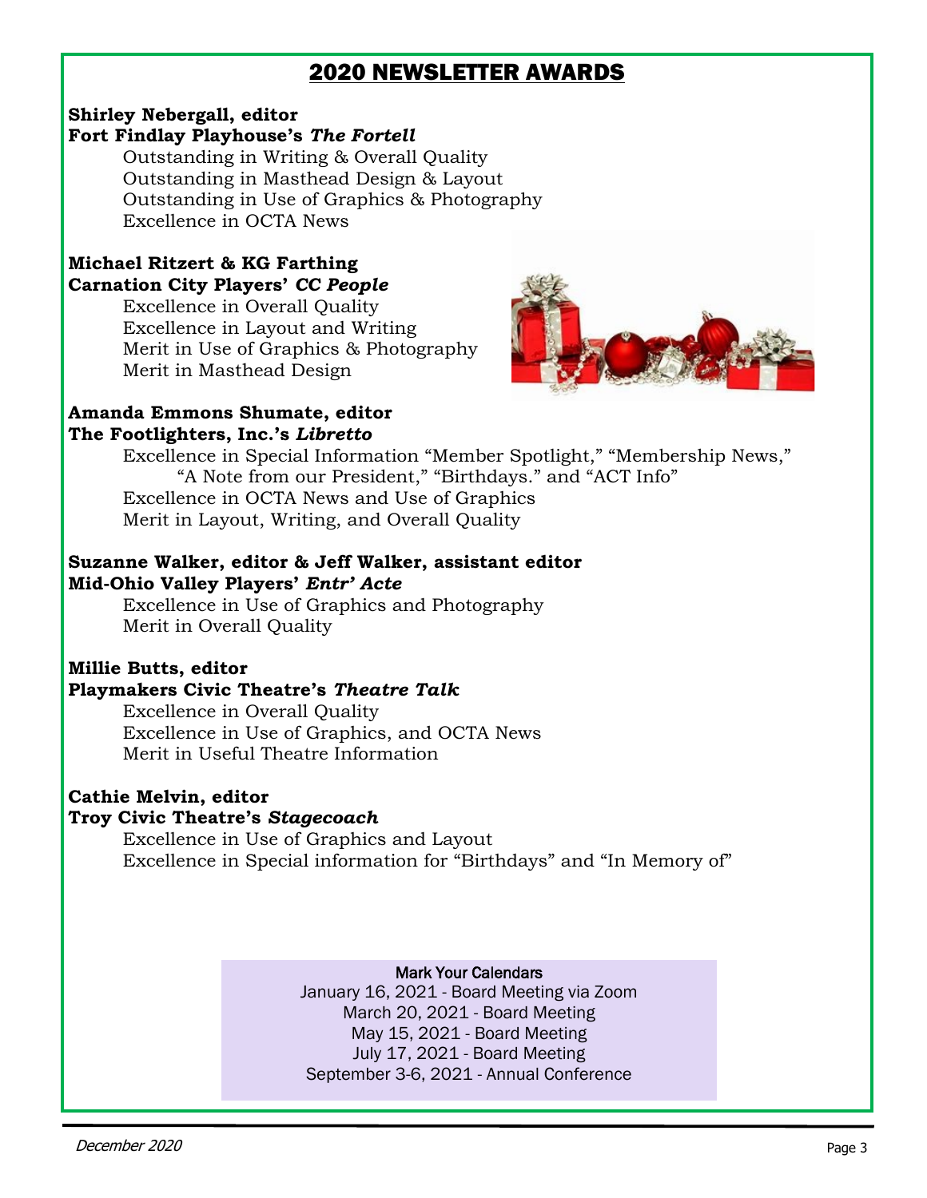# 2020 NEWSLETTER AWARDS

**Shirley Nebergall, editor**
**Fort Findlay Playhouse's *The Fortell***

Outstanding in Writing & Overall Quality
Outstanding in Masthead Design & Layout
Outstanding in Use of Graphics & Photography
Excellence in OCTA News

**Michael Ritzert & KG Farthing**
**Carnation City Players' *CC People***

Excellence in Overall Quality
Excellence in Layout and Writing
Merit in Use of Graphics & Photography
Merit in Masthead Design

**Amanda Emmons Shumate, editor**
**The Footlighters, Inc.'s *Libretto***

Excellence in Special Information "Member Spotlight," "Membership News," "A Note from our President," "Birthdays." and "ACT Info"
Excellence in OCTA News and Use of Graphics
Merit in Layout, Writing, and Overall Quality

**Suzanne Walker, editor & Jeff Walker, assistant editor**
**Mid-Ohio Valley Players' *Entr' Acte***

Excellence in Use of Graphics and Photography
Merit in Overall Quality

**Millie Butts, editor**
**Playmakers Civic Theatre's *Theatre Talk***

Excellence in Overall Quality
Excellence in Use of Graphics, and OCTA News
Merit in Useful Theatre Information

**Cathie Melvin, editor**
**Troy Civic Theatre's *Stagecoach***

Excellence in Use of Graphics and Layout
Excellence in Special information for "Birthdays" and "In Memory of"

Mark Your Calendars
January 16, 2021 - Board Meeting via Zoom
March 20, 2021 - Board Meeting
May 15, 2021 - Board Meeting
July 17, 2021 - Board Meeting
September 3-6, 2021 - Annual Conference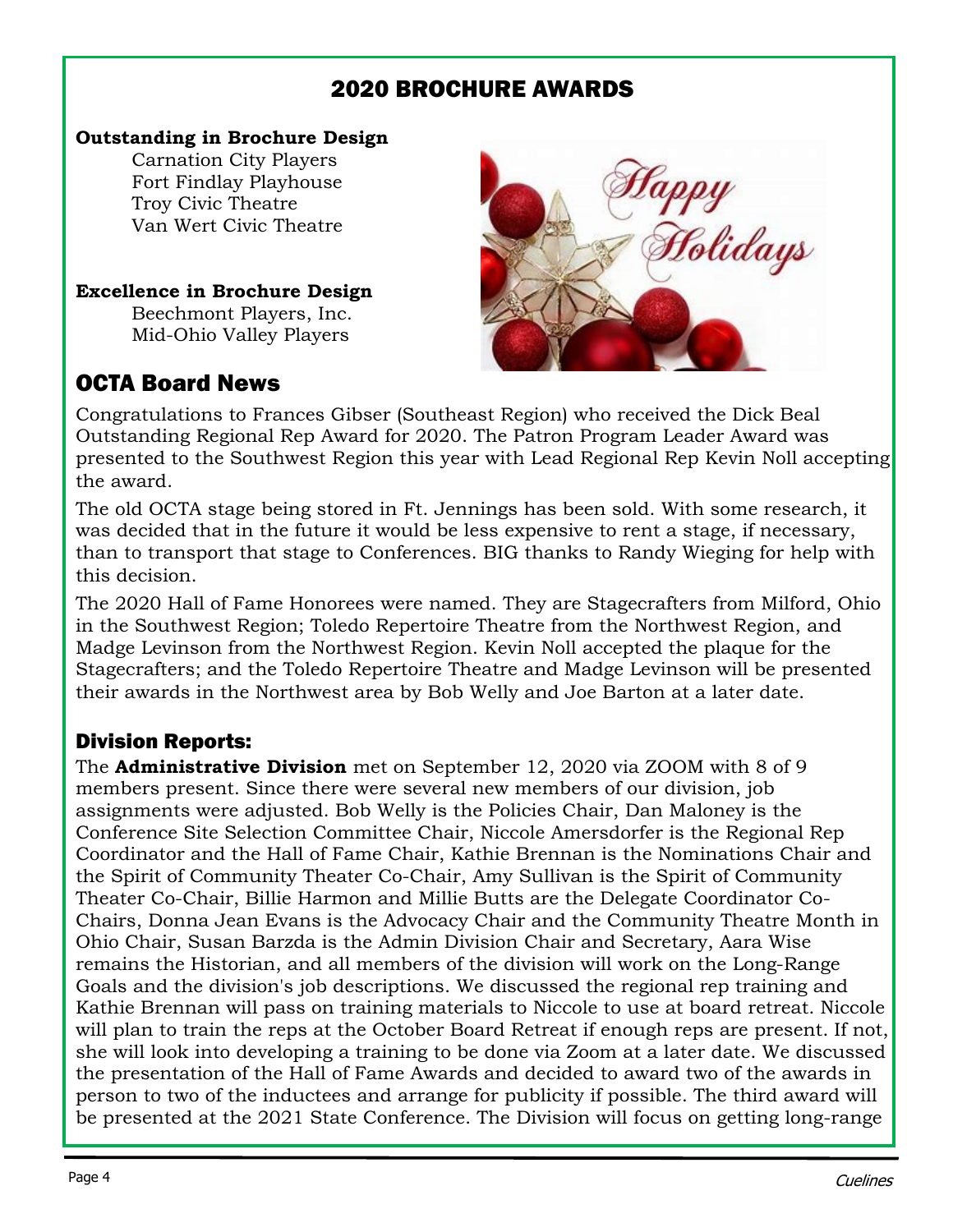## 2020 BROCHURE AWARDS

**Outstanding in Brochure Design**

Carnation City Players
Fort Findlay Playhouse
Troy Civic Theatre
Van Wert Civic Theatre

**Excellence in Brochure Design**

Beechmont Players, Inc.
Mid-Ohio Valley Players

## OCTA Board News

Congratulations to Frances Gibser (Southeast Region) who received the Dick Beal Outstanding Regional Rep Award for 2020. The Patron Program Leader Award was presented to the Southwest Region this year with Lead Regional Rep Kevin Noll accepting the award.

The old OCTA stage being stored in Ft. Jennings has been sold. With some research, it was decided that in the future it would be less expensive to rent a stage, if necessary, than to transport that stage to Conferences. BIG thanks to Randy Wieging for help with this decision.

The 2020 Hall of Fame Honorees were named. They are Stagecrafters from Milford, Ohio in the Southwest Region; Toledo Repertoire Theatre from the Northwest Region, and Madge Levinson from the Northwest Region. Kevin Noll accepted the plaque for the Stagecrafters; and the Toledo Repertoire Theatre and Madge Levinson will be presented their awards in the Northwest area by Bob Welly and Joe Barton at a later date.

### Division Reports:

The **Administrative Division** met on September 12, 2020 via ZOOM with 8 of 9 members present. Since there were several new members of our division, job assignments were adjusted. Bob Welly is the Policies Chair, Dan Maloney is the Conference Site Selection Committee Chair, Niccole Amersdorfer is the Regional Rep Coordinator and the Hall of Fame Chair, Kathie Brennan is the Nominations Chair and the Spirit of Community Theater Co-Chair, Amy Sullivan is the Spirit of Community Theater Co-Chair, Billie Harmon and Millie Butts are the Delegate Coordinator Co-Chairs, Donna Jean Evans is the Advocacy Chair and the Community Theatre Month in Ohio Chair, Susan Barzda is the Admin Division Chair and Secretary, Aara Wise remains the Historian, and all members of the division will work on the Long-Range Goals and the division's job descriptions. We discussed the regional rep training and Kathie Brennan will pass on training materials to Niccole to use at board retreat. Niccole will plan to train the reps at the October Board Retreat if enough reps are present. If not, she will look into developing a training to be done via Zoom at a later date. We discussed the presentation of the Hall of Fame Awards and decided to award two of the awards in person to two of the inductees and arrange for publicity if possible. The third award will be presented at the 2021 State Conference. The Division will focus on getting long-range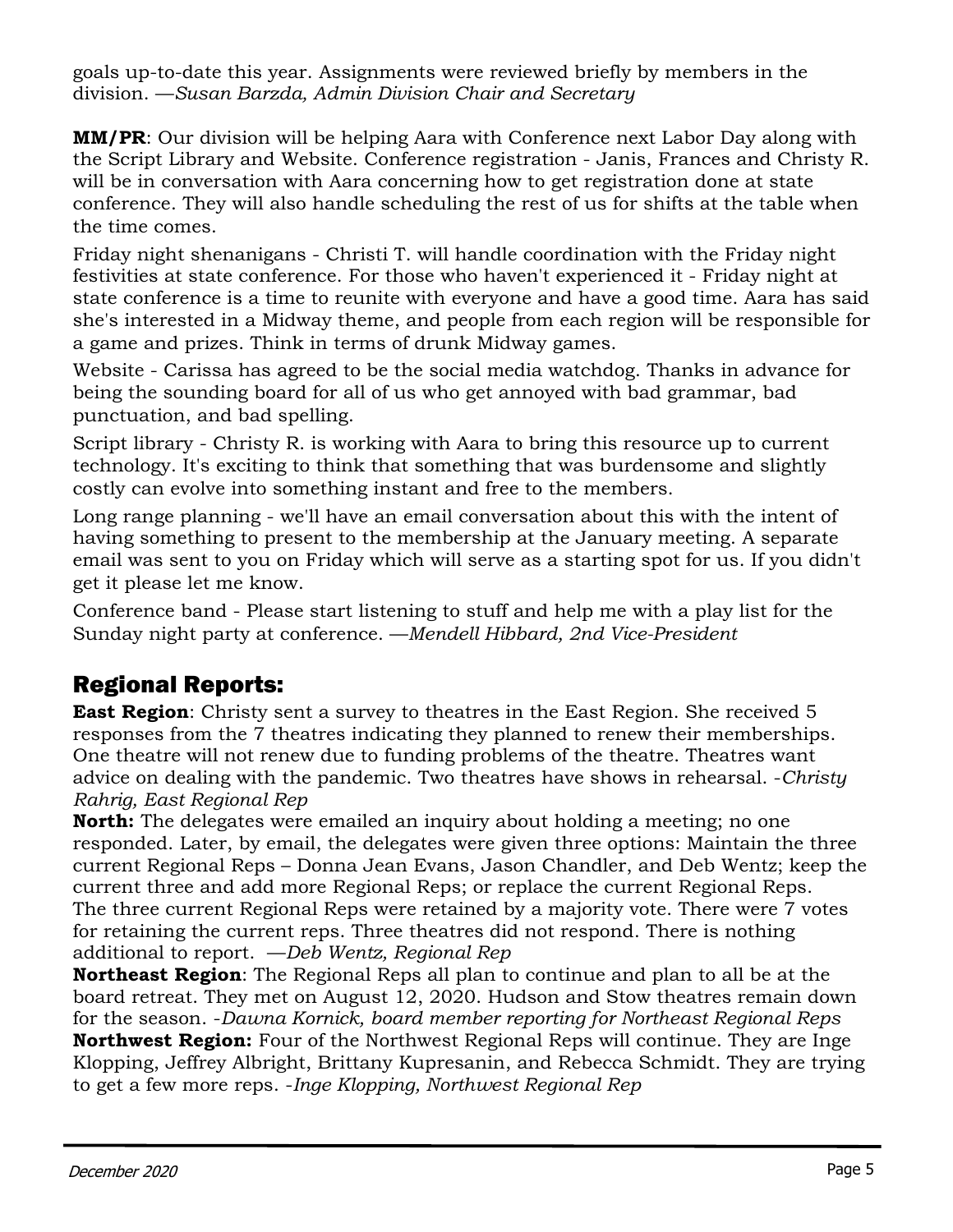goals up-to-date this year. Assignments were reviewed briefly by members in the division. —*Susan Barzda, Admin Division Chair and Secretary*

**MM/PR**: Our division will be helping Aara with Conference next Labor Day along with the Script Library and Website. Conference registration - Janis, Frances and Christy R. will be in conversation with Aara concerning how to get registration done at state conference. They will also handle scheduling the rest of us for shifts at the table when the time comes.

Friday night shenanigans - Christi T. will handle coordination with the Friday night festivities at state conference. For those who haven't experienced it - Friday night at state conference is a time to reunite with everyone and have a good time. Aara has said she's interested in a Midway theme, and people from each region will be responsible for a game and prizes. Think in terms of drunk Midway games.

Website - Carissa has agreed to be the social media watchdog. Thanks in advance for being the sounding board for all of us who get annoyed with bad grammar, bad punctuation, and bad spelling.

Script library - Christy R. is working with Aara to bring this resource up to current technology. It's exciting to think that something that was burdensome and slightly costly can evolve into something instant and free to the members.

Long range planning - we'll have an email conversation about this with the intent of having something to present to the membership at the January meeting. A separate email was sent to you on Friday which will serve as a starting spot for us. If you didn't get it please let me know.

Conference band - Please start listening to stuff and help me with a play list for the Sunday night party at conference. —*Mendell Hibbard, 2nd Vice-President*

## Regional Reports:

**East Region**: Christy sent a survey to theatres in the East Region. She received 5 responses from the 7 theatres indicating they planned to renew their memberships. One theatre will not renew due to funding problems of the theatre. Theatres want advice on dealing with the pandemic. Two theatres have shows in rehearsal. -*Christy Rahrig, East Regional Rep*

**North:** The delegates were emailed an inquiry about holding a meeting; no one responded. Later, by email, the delegates were given three options: Maintain the three current Regional Reps – Donna Jean Evans, Jason Chandler, and Deb Wentz; keep the current three and add more Regional Reps; or replace the current Regional Reps. The three current Regional Reps were retained by a majority vote. There were 7 votes for retaining the current reps. Three theatres did not respond. There is nothing additional to report. —*Deb Wentz, Regional Rep*

**Northeast Region**: The Regional Reps all plan to continue and plan to all be at the board retreat. They met on August 12, 2020. Hudson and Stow theatres remain down for the season. -*Dawna Kornick, board member reporting for Northeast Regional Reps*

**Northwest Region:** Four of the Northwest Regional Reps will continue. They are Inge Klopping, Jeffrey Albright, Brittany Kupresanin, and Rebecca Schmidt. They are trying to get a few more reps. -*Inge Klopping, Northwest Regional Rep*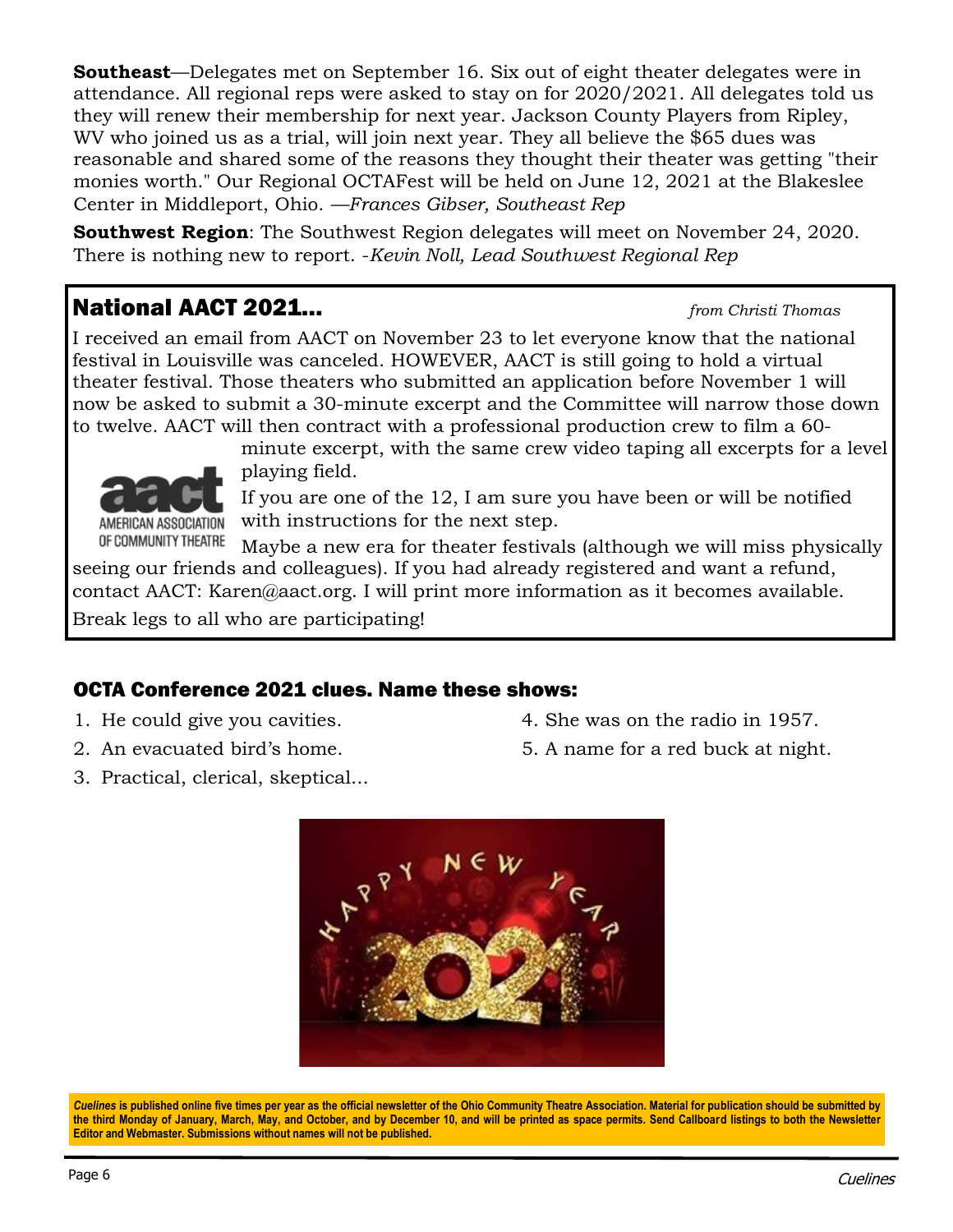**Southeast**—Delegates met on September 16. Six out of eight theater delegates were in attendance. All regional reps were asked to stay on for 2020/2021. All delegates told us they will renew their membership for next year. Jackson County Players from Ripley, WV who joined us as a trial, will join next year. They all believe the $65 dues was reasonable and shared some of the reasons they thought their theater was getting "their monies worth." Our Regional OCTAFest will be held on June 12, 2021 at the Blakeslee Center in Middleport, Ohio. *—Frances Gibser, Southeast Rep*

**Southwest Region**: The Southwest Region delegates will meet on November 24, 2020. There is nothing new to report. *-Kevin Noll, Lead Southwest Regional Rep*

## National AACT 2021...

*from Christi Thomas*

I received an email from AACT on November 23 to let everyone know that the national festival in Louisville was canceled. HOWEVER, AACT is still going to hold a virtual theater festival. Those theaters who submitted an application before November 1 will now be asked to submit a 30-minute excerpt and the Committee will narrow those down to twelve. AACT will then contract with a professional production crew to film a 60-minute excerpt, with the same crew video taping all excerpts for a level playing field.

If you are one of the 12, I am sure you have been or will be notified with instructions for the next step.

Maybe a new era for theater festivals (although we will miss physically seeing our friends and colleagues). If you had already registered and want a refund, contact AACT: Karen@aact.org. I will print more information as it becomes available.

Break legs to all who are participating!

### OCTA Conference 2021 clues. Name these shows:

1. He could give you cavities.
2. An evacuated bird's home.
3. Practical, clerical, skeptical...
4. She was on the radio in 1957.
5. A name for a red buck at night.

***Cuelines*** **is published online five times per year as the official newsletter of the Ohio Community Theatre Association. Material for publication should be submitted by the third Monday of January, March, May, and October, and by December 10, and will be printed as space permits. Send Callboard listings to both the Newsletter Editor and Webmaster. Submissions without names will not be published.**